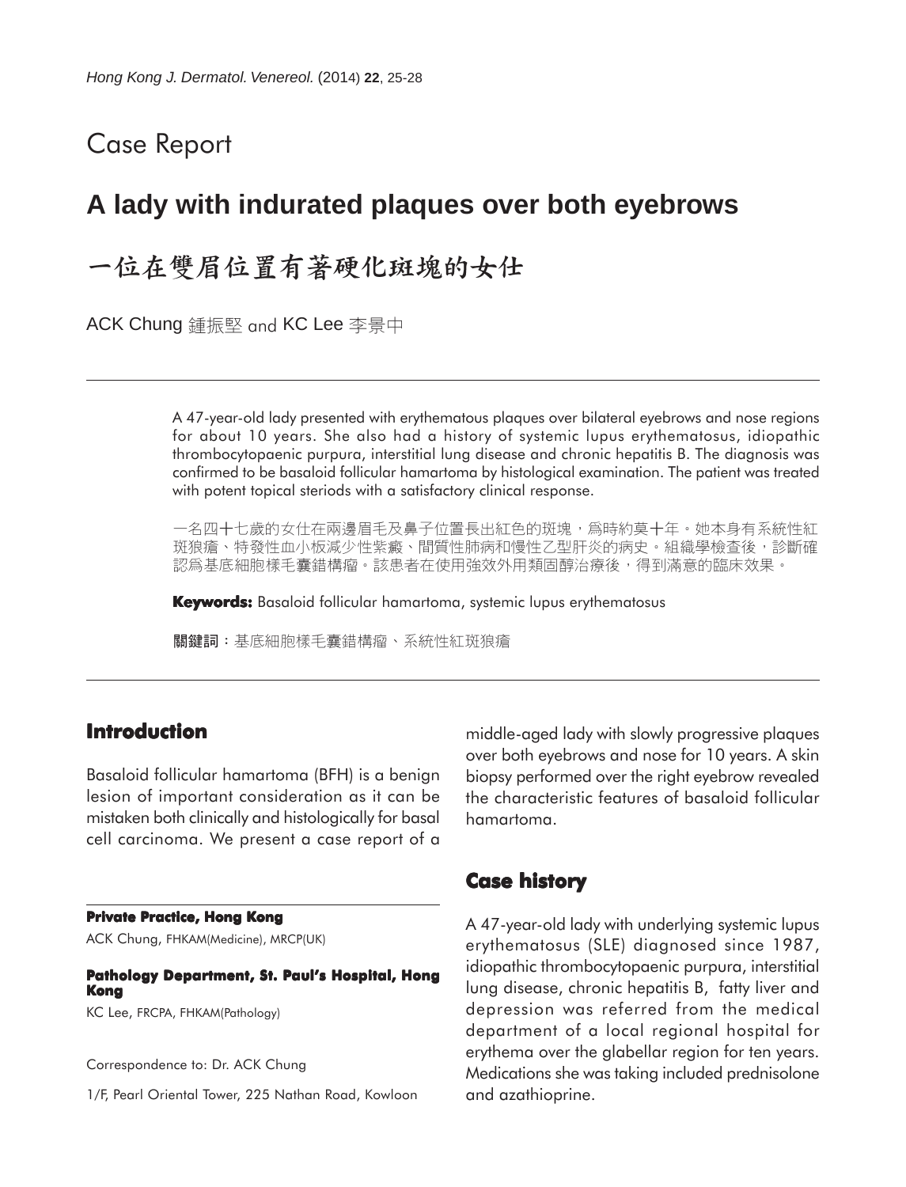Case Report

# A lady with indurated plaques over both eyebrows

# 一位在雙眉位置有著硬化斑塊的女仕

ACK Chung 鍾振堅 and KC Lee 李景中

A 47-year-old lady presented with erythematous plaques over bilateral eyebrows and nose regions for about 10 years. She also had a history of systemic lupus erythematosus, idiopathic thrombocytopaenic purpura, interstitial lung disease and chronic hepatitis B. The diagnosis was confirmed to be basaloid follicular hamartoma by histological examination. The patient was treated with potent topical steriods with a satisfactory clinical response.

一名四十七歲的女仕在兩邊眉毛及鼻子位置長出紅色的斑塊，為時約莫十年。她本身有系統性紅斑狼瘡、特發性血小板減少性紫癜、間質性肺病和慢性乙型肝炎的病史。組織學檢查後，診斷確認為基底細胞樣毛囊錯構瘤。該患者在使用強效外用類固醇治療後，得到滿意的臨床效果。

**Keywords:** Basaloid follicular hamartoma, systemic lupus erythematosus

**關鍵詞**：基底細胞樣毛囊錯構瘤、系統性紅斑狼瘡

## Introduction

Basaloid follicular hamartoma (BFH) is a benign lesion of important consideration as it can be mistaken both clinically and histologically for basal cell carcinoma. We present a case report of a middle-aged lady with slowly progressive plaques over both eyebrows and nose for 10 years. A skin biopsy performed over the right eyebrow revealed the characteristic features of basaloid follicular hamartoma.

## Case history

A 47-year-old lady with underlying systemic lupus erythematosus (SLE) diagnosed since 1987, idiopathic thrombocytopaenic purpura, interstitial lung disease, chronic hepatitis B, fatty liver and depression was referred from the medical department of a local regional hospital for erythema over the glabellar region for ten years. Medications she was taking included prednisolone and azathioprine.

**Private Practice, Hong Kong**

ACK Chung, FHKAM(Medicine), MRCP(UK)

**Pathology Department, St. Paul's Hospital, Hong Kong**

KC Lee, FRCPA, FHKAM(Pathology)

Correspondence to: Dr. ACK Chung

1/F, Pearl Oriental Tower, 225 Nathan Road, Kowloon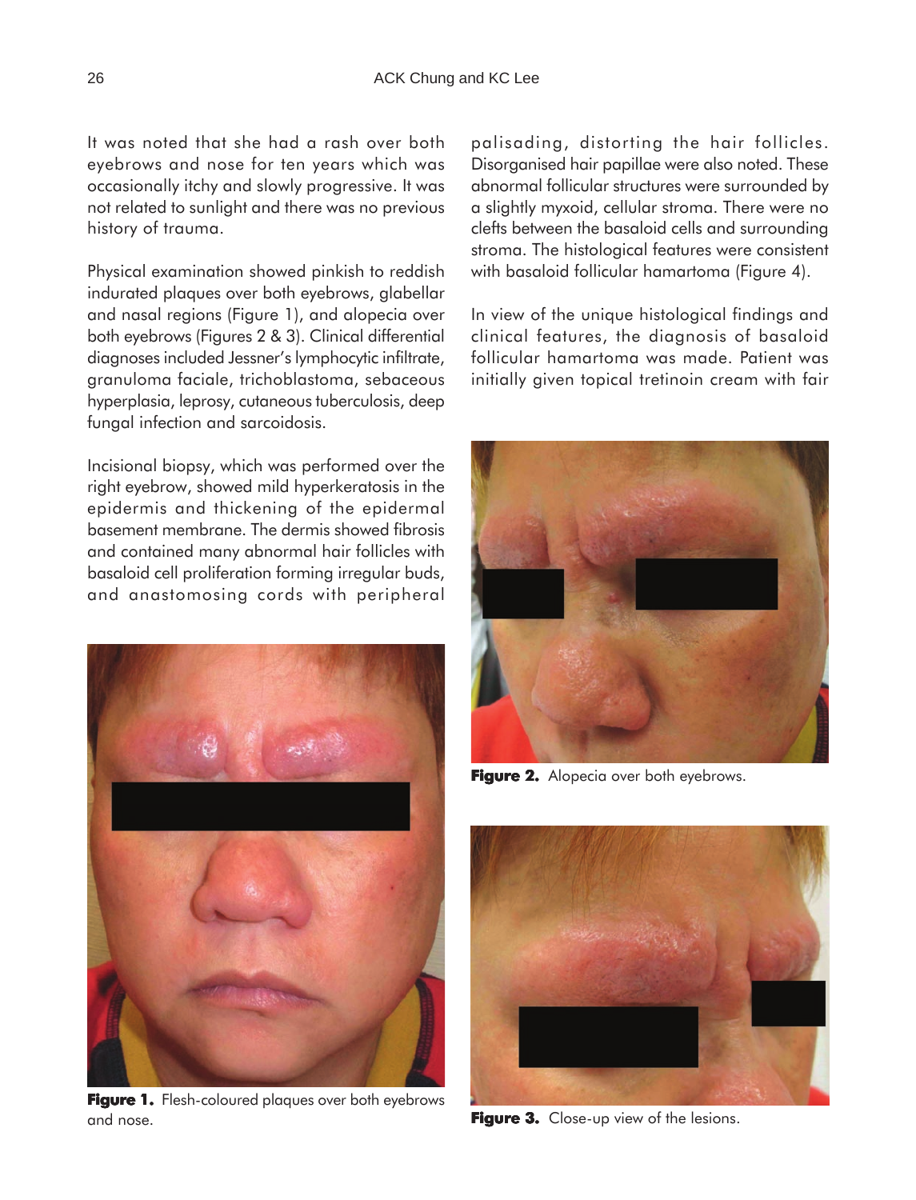It was noted that she had a rash over both eyebrows and nose for ten years which was occasionally itchy and slowly progressive. It was not related to sunlight and there was no previous history of trauma.

Physical examination showed pinkish to reddish indurated plaques over both eyebrows, glabellar and nasal regions (Figure 1), and alopecia over both eyebrows (Figures 2 & 3). Clinical differential diagnoses included Jessner's lymphocytic infiltrate, granuloma faciale, trichoblastoma, sebaceous hyperplasia, leprosy, cutaneous tuberculosis, deep fungal infection and sarcoidosis.

Incisional biopsy, which was performed over the right eyebrow, showed mild hyperkeratosis in the epidermis and thickening of the epidermal basement membrane. The dermis showed fibrosis and contained many abnormal hair follicles with basaloid cell proliferation forming irregular buds, and anastomosing cords with peripheral palisading, distorting the hair follicles. Disorganised hair papillae were also noted. These abnormal follicular structures were surrounded by a slightly myxoid, cellular stroma. There were no clefts between the basaloid cells and surrounding stroma. The histological features were consistent with basaloid follicular hamartoma (Figure 4).

In view of the unique histological findings and clinical features, the diagnosis of basaloid follicular hamartoma was made. Patient was initially given topical tretinoin cream with fair

**Figure 1.** Flesh-coloured plaques over both eyebrows and nose.

**Figure 2.** Alopecia over both eyebrows.

**Figure 3.** Close-up view of the lesions.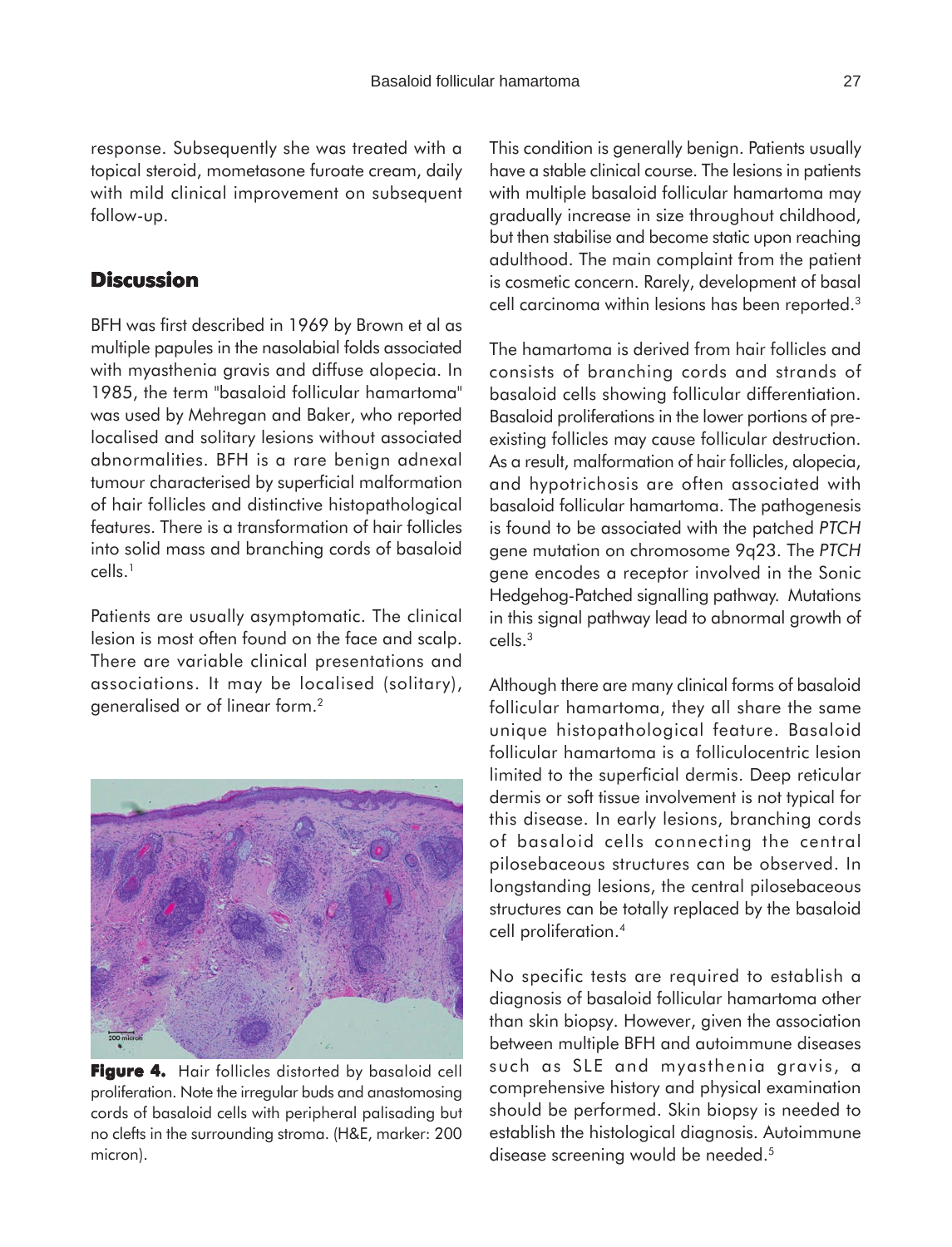response. Subsequently she was treated with a topical steroid, mometasone furoate cream, daily with mild clinical improvement on subsequent follow-up.

## Discussion

BFH was first described in 1969 by Brown et al as multiple papules in the nasolabial folds associated with myasthenia gravis and diffuse alopecia. In 1985, the term "basaloid follicular hamartoma" was used by Mehregan and Baker, who reported localised and solitary lesions without associated abnormalities. BFH is a rare benign adnexal tumour characterised by superficial malformation of hair follicles and distinctive histopathological features. There is a transformation of hair follicles into solid mass and branching cords of basaloid cells.[1]

Patients are usually asymptomatic. The clinical lesion is most often found on the face and scalp. There are variable clinical presentations and associations. It may be localised (solitary), generalised or of linear form.[2]

**Figure 4.** Hair follicles distorted by basaloid cell proliferation. Note the irregular buds and anastomosing cords of basaloid cells with peripheral palisading but no clefts in the surrounding stroma. (H&E, marker: 200 micron).

This condition is generally benign. Patients usually have a stable clinical course. The lesions in patients with multiple basaloid follicular hamartoma may gradually increase in size throughout childhood, but then stabilise and become static upon reaching adulthood. The main complaint from the patient is cosmetic concern. Rarely, development of basal cell carcinoma within lesions has been reported.[3]

The hamartoma is derived from hair follicles and consists of branching cords and strands of basaloid cells showing follicular differentiation. Basaloid proliferations in the lower portions of pre-existing follicles may cause follicular destruction. As a result, malformation of hair follicles, alopecia, and hypotrichosis are often associated with basaloid follicular hamartoma. The pathogenesis is found to be associated with the patched *PTCH* gene mutation on chromosome 9q23. The *PTCH* gene encodes a receptor involved in the Sonic Hedgehog-Patched signalling pathway. Mutations in this signal pathway lead to abnormal growth of cells.[3]

Although there are many clinical forms of basaloid follicular hamartoma, they all share the same unique histopathological feature. Basaloid follicular hamartoma is a folliculocentric lesion limited to the superficial dermis. Deep reticular dermis or soft tissue involvement is not typical for this disease. In early lesions, branching cords of basaloid cells connecting the central pilosebaceous structures can be observed. In longstanding lesions, the central pilosebaceous structures can be totally replaced by the basaloid cell proliferation.[4]

No specific tests are required to establish a diagnosis of basaloid follicular hamartoma other than skin biopsy. However, given the association between multiple BFH and autoimmune diseases such as SLE and myasthenia gravis, a comprehensive history and physical examination should be performed. Skin biopsy is needed to establish the histological diagnosis. Autoimmune disease screening would be needed.[5]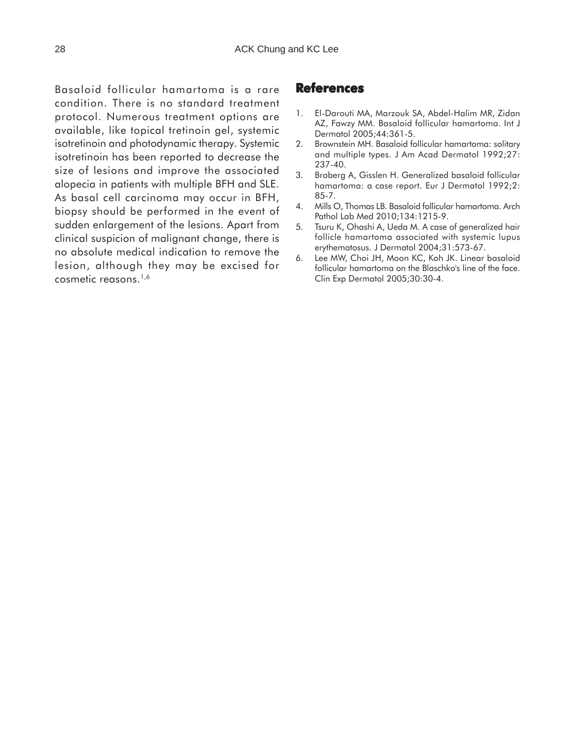Basaloid follicular hamartoma is a rare condition. There is no standard treatment protocol. Numerous treatment options are available, like topical tretinoin gel, systemic isotretinoin and photodynamic therapy. Systemic isotretinoin has been reported to decrease the size of lesions and improve the associated alopecia in patients with multiple BFH and SLE. As basal cell carcinoma may occur in BFH, biopsy should be performed in the event of sudden enlargement of the lesions. Apart from clinical suspicion of malignant change, there is no absolute medical indication to remove the lesion, although they may be excised for cosmetic reasons.[1,6]

## References

1. El-Darouti MA, Marzouk SA, Abdel-Halim MR, Zidan AZ, Fawzy MM. Basaloid follicular hamartoma. Int J Dermatol 2005;44:361-5.
2. Brownstein MH. Basaloid follicular hamartoma: solitary and multiple types. J Am Acad Dermatol 1992;27: 237-40.
3. Broberg A, Gisslen H. Generalized basaloid follicular hamartoma: a case report. Eur J Dermatol 1992;2: 85-7.
4. Mills O, Thomas LB. Basaloid follicular hamartoma. Arch Pathol Lab Med 2010;134:1215-9.
5. Tsuru K, Ohashi A, Ueda M. A case of generalized hair follicle hamartoma associated with systemic lupus erythematosus. J Dermatol 2004;31:573-67.
6. Lee MW, Choi JH, Moon KC, Koh JK. Linear basaloid follicular hamartoma on the Blaschko's line of the face. Clin Exp Dermatol 2005;30:30-4.